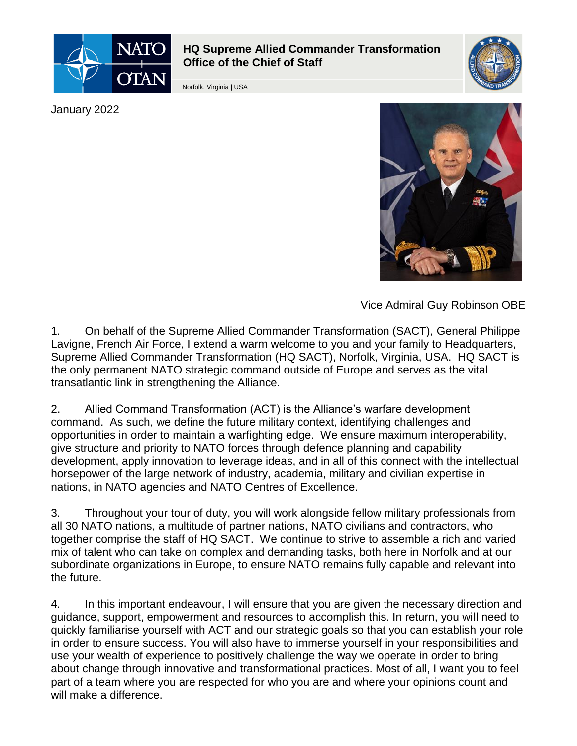**HQ Supreme Allied Commander Transformation**
**Office of the Chief of Staff**

Norfolk, Virginia | USA

January 2022

Vice Admiral Guy Robinson OBE

1. On behalf of the Supreme Allied Commander Transformation (SACT), General Philippe Lavigne, French Air Force, I extend a warm welcome to you and your family to Headquarters, Supreme Allied Commander Transformation (HQ SACT), Norfolk, Virginia, USA. HQ SACT is the only permanent NATO strategic command outside of Europe and serves as the vital transatlantic link in strengthening the Alliance.

2. Allied Command Transformation (ACT) is the Alliance's warfare development command. As such, we define the future military context, identifying challenges and opportunities in order to maintain a warfighting edge. We ensure maximum interoperability, give structure and priority to NATO forces through defence planning and capability development, apply innovation to leverage ideas, and in all of this connect with the intellectual horsepower of the large network of industry, academia, military and civilian expertise in nations, in NATO agencies and NATO Centres of Excellence.

3. Throughout your tour of duty, you will work alongside fellow military professionals from all 30 NATO nations, a multitude of partner nations, NATO civilians and contractors, who together comprise the staff of HQ SACT. We continue to strive to assemble a rich and varied mix of talent who can take on complex and demanding tasks, both here in Norfolk and at our subordinate organizations in Europe, to ensure NATO remains fully capable and relevant into the future.

4. In this important endeavour, I will ensure that you are given the necessary direction and guidance, support, empowerment and resources to accomplish this. In return, you will need to quickly familiarise yourself with ACT and our strategic goals so that you can establish your role in order to ensure success. You will also have to immerse yourself in your responsibilities and use your wealth of experience to positively challenge the way we operate in order to bring about change through innovative and transformational practices. Most of all, I want you to feel part of a team where you are respected for who you are and where your opinions count and will make a difference.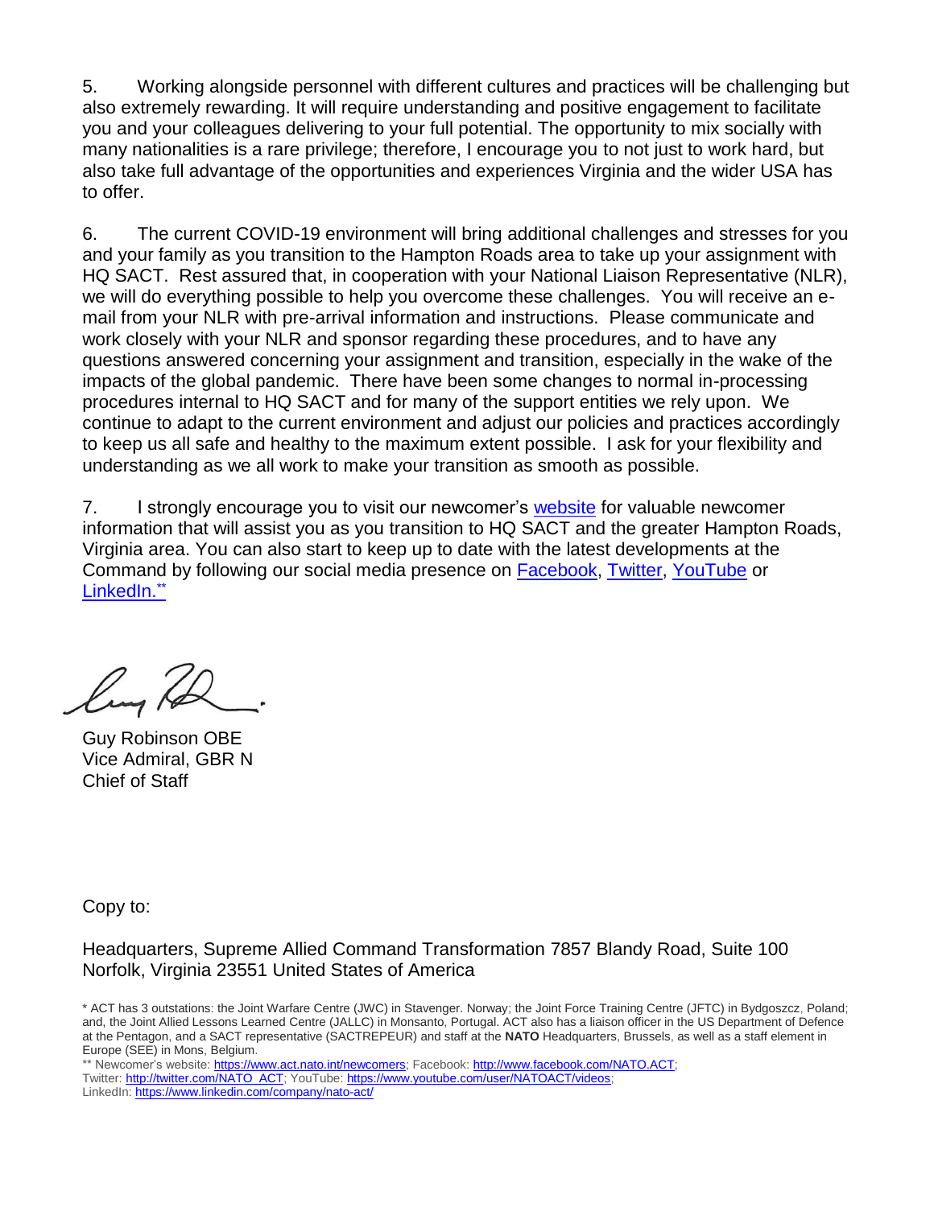5. Working alongside personnel with different cultures and practices will be challenging but also extremely rewarding. It will require understanding and positive engagement to facilitate you and your colleagues delivering to your full potential. The opportunity to mix socially with many nationalities is a rare privilege; therefore, I encourage you to not just to work hard, but also take full advantage of the opportunities and experiences Virginia and the wider USA has to offer.

6. The current COVID-19 environment will bring additional challenges and stresses for you and your family as you transition to the Hampton Roads area to take up your assignment with HQ SACT. Rest assured that, in cooperation with your National Liaison Representative (NLR), we will do everything possible to help you overcome these challenges. You will receive an e-mail from your NLR with pre-arrival information and instructions. Please communicate and work closely with your NLR and sponsor regarding these procedures, and to have any questions answered concerning your assignment and transition, especially in the wake of the impacts of the global pandemic. There have been some changes to normal in-processing procedures internal to HQ SACT and for many of the support entities we rely upon. We continue to adapt to the current environment and adjust our policies and practices accordingly to keep us all safe and healthy to the maximum extent possible. I ask for your flexibility and understanding as we all work to make your transition as smooth as possible.

7. I strongly encourage you to visit our newcomer's [website](https://www.act.nato.int/newcomers) for valuable newcomer information that will assist you as you transition to HQ SACT and the greater Hampton Roads, Virginia area. You can also start to keep up to date with the latest developments at the Command by following our social media presence on [Facebook](http://www.facebook.com/NATO.ACT), [Twitter](http://twitter.com/NATO_ACT), [YouTube](https://www.youtube.com/user/NATOACT/videos) or [LinkedIn.](https://www.linkedin.com/company/nato-act/)**

Guy Robinson OBE
Vice Admiral, GBR N
Chief of Staff

Copy to:

Headquarters, Supreme Allied Command Transformation 7857 Blandy Road, Suite 100
Norfolk, Virginia 23551 United States of America

\* ACT has 3 outstations: the Joint Warfare Centre (JWC) in Stavenger. Norway; the Joint Force Training Centre (JFTC) in Bydgoszcz, Poland; and, the Joint Allied Lessons Learned Centre (JALLC) in Monsanto, Portugal. ACT also has a liaison officer in the US Department of Defence at the Pentagon, and a SACT representative (SACTREPEUR) and staff at the **NATO** Headquarters, Brussels, as well as a staff element in Europe (SEE) in Mons, Belgium.

** Newcomer's website: https://www.act.nato.int/newcomers; Facebook: http://www.facebook.com/NATO.ACT; Twitter: http://twitter.com/NATO_ACT; YouTube: https://www.youtube.com/user/NATOACT/videos; LinkedIn: https://www.linkedin.com/company/nato-act/